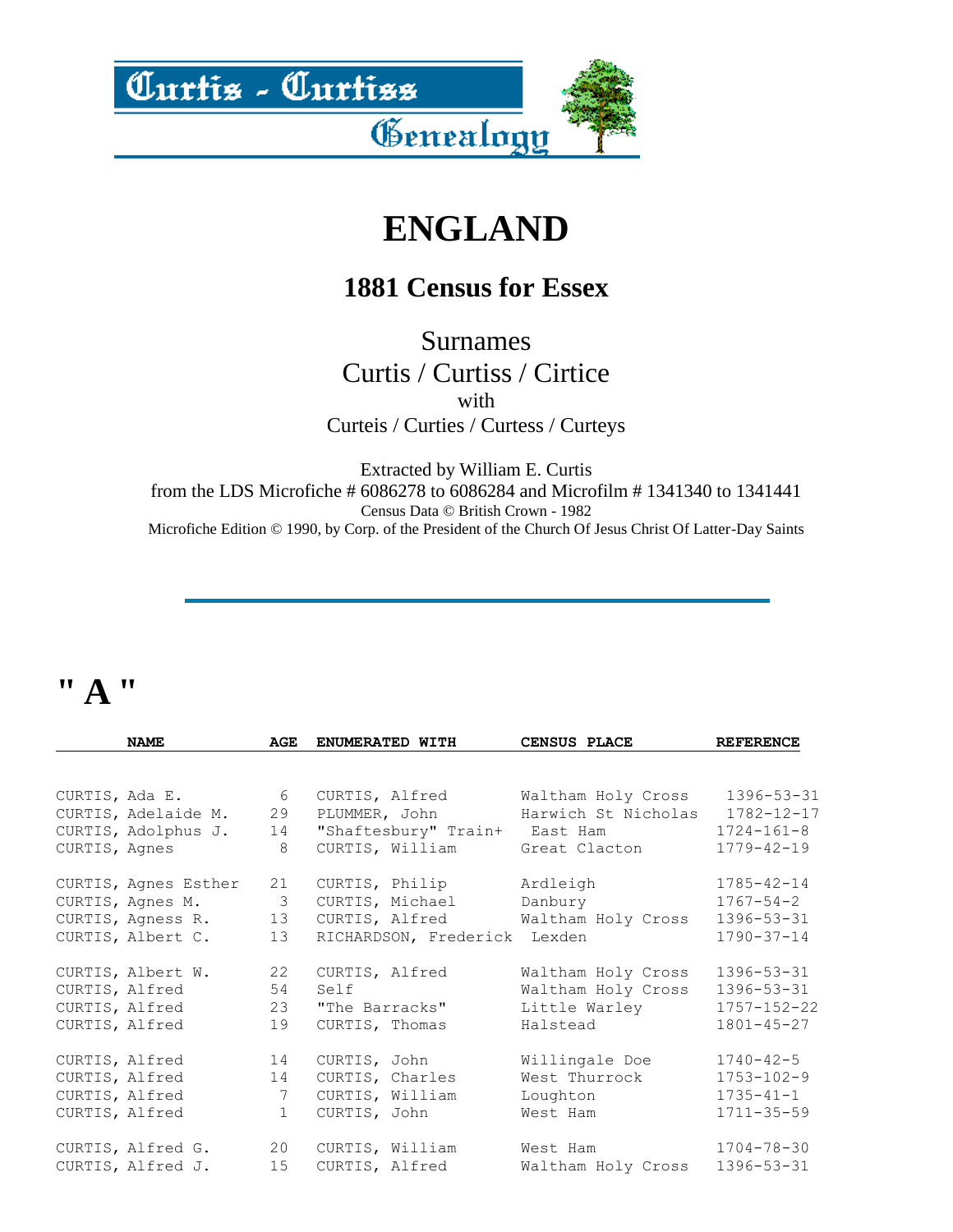Curtis - Curtiss Genealogy

# ENGLAND

## 1881 Census for Essex

Surnames
Curtis / Curtiss / Cirtice
with
Curteis / Curties / Curtess / Curteys

Extracted by William E. Curtis
from the LDS Microfiche # 6086278 to 6086284 and Microfilm # 1341340 to 1341441
Census Data © British Crown - 1982
Microfiche Edition © 1990, by Corp. of the President of the Church Of Jesus Christ Of Latter-Day Saints

---

# " A "

| NAME | AGE | ENUMERATED WITH | CENSUS PLACE | REFERENCE |
|---|---|---|---|---|
| CURTIS, Ada E. | 6 | CURTIS, Alfred | Waltham Holy Cross | 1396-53-31 |
| CURTIS, Adelaide M. | 29 | PLUMMER, John | Harwich St Nicholas | 1782-12-17 |
| CURTIS, Adolphus J. | 14 | "Shaftesbury" Train+ | East Ham | 1724-161-8 |
| CURTIS, Agnes | 8 | CURTIS, William | Great Clacton | 1779-42-19 |
| CURTIS, Agnes Esther | 21 | CURTIS, Philip | Ardleigh | 1785-42-14 |
| CURTIS, Agnes M. | 3 | CURTIS, Michael | Danbury | 1767-54-2 |
| CURTIS, Agness R. | 13 | CURTIS, Alfred | Waltham Holy Cross | 1396-53-31 |
| CURTIS, Albert C. | 13 | RICHARDSON, Frederick | Lexden | 1790-37-14 |
| CURTIS, Albert W. | 22 | CURTIS, Alfred | Waltham Holy Cross | 1396-53-31 |
| CURTIS, Alfred | 54 | Self | Waltham Holy Cross | 1396-53-31 |
| CURTIS, Alfred | 23 | "The Barracks" | Little Warley | 1757-152-22 |
| CURTIS, Alfred | 19 | CURTIS, Thomas | Halstead | 1801-45-27 |
| CURTIS, Alfred | 14 | CURTIS, John | Willingale Doe | 1740-42-5 |
| CURTIS, Alfred | 14 | CURTIS, Charles | West Thurrock | 1753-102-9 |
| CURTIS, Alfred | 7 | CURTIS, William | Loughton | 1735-41-1 |
| CURTIS, Alfred | 1 | CURTIS, John | West Ham | 1711-35-59 |
| CURTIS, Alfred G. | 20 | CURTIS, William | West Ham | 1704-78-30 |
| CURTIS, Alfred J. | 15 | CURTIS, Alfred | Waltham Holy Cross | 1396-53-31 |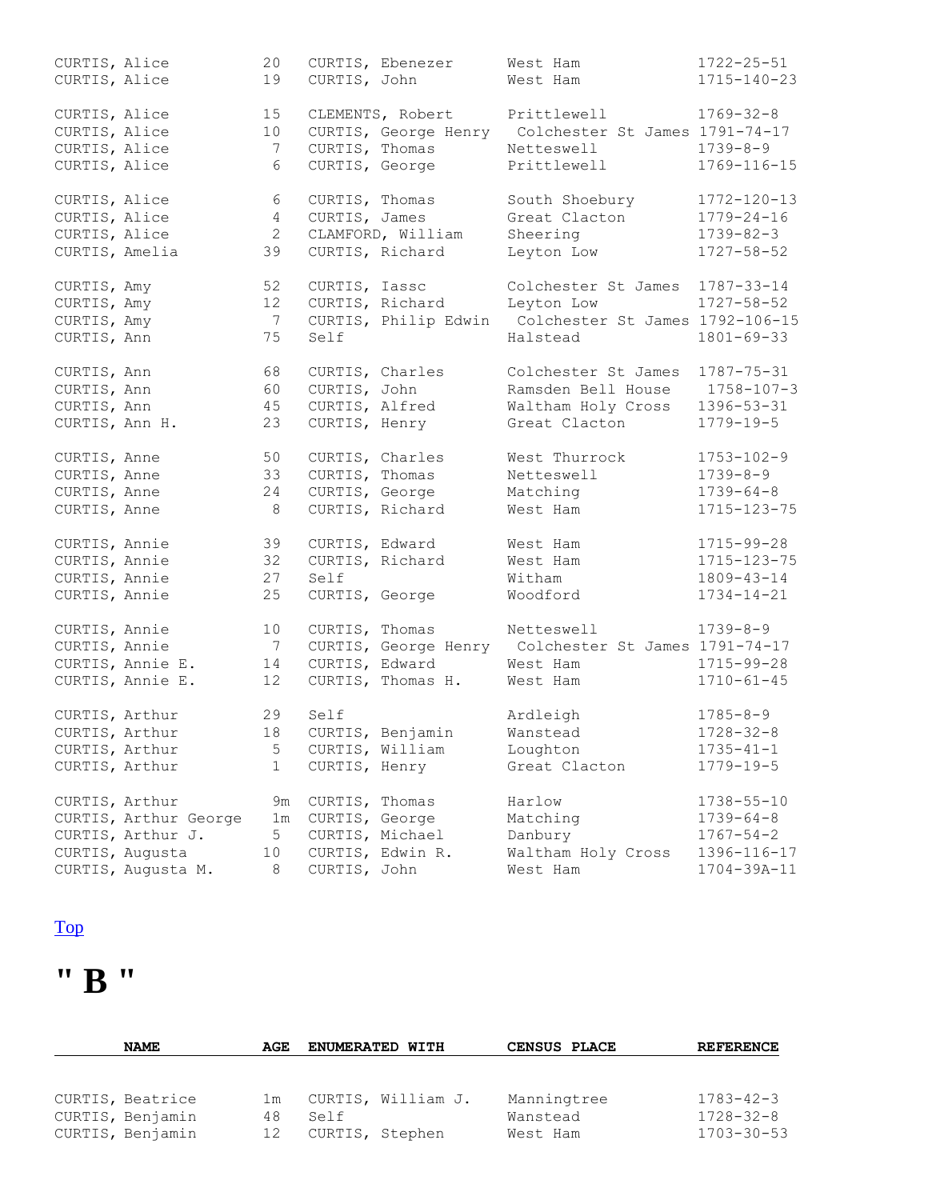| | | | | |
|---|---|---|---|---|
| CURTIS, Alice | 20 | CURTIS, Ebenezer | West Ham | 1722-25-51 |
| CURTIS, Alice | 19 | CURTIS, John | West Ham | 1715-140-23 |
| CURTIS, Alice | 15 | CLEMENTS, Robert | Prittlewell | 1769-32-8 |
| CURTIS, Alice | 10 | CURTIS, George Henry | Colchester St James | 1791-74-17 |
| CURTIS, Alice | 7 | CURTIS, Thomas | Netteswell | 1739-8-9 |
| CURTIS, Alice | 6 | CURTIS, George | Prittlewell | 1769-116-15 |
| CURTIS, Alice | 6 | CURTIS, Thomas | South Shoebury | 1772-120-13 |
| CURTIS, Alice | 4 | CURTIS, James | Great Clacton | 1779-24-16 |
| CURTIS, Alice | 2 | CLAMFORD, William | Sheering | 1739-82-3 |
| CURTIS, Amelia | 39 | CURTIS, Richard | Leyton Low | 1727-58-52 |
| CURTIS, Amy | 52 | CURTIS, Iassc | Colchester St James | 1787-33-14 |
| CURTIS, Amy | 12 | CURTIS, Richard | Leyton Low | 1727-58-52 |
| CURTIS, Amy | 7 | CURTIS, Philip Edwin | Colchester St James | 1792-106-15 |
| CURTIS, Ann | 75 | Self | Halstead | 1801-69-33 |
| CURTIS, Ann | 68 | CURTIS, Charles | Colchester St James | 1787-75-31 |
| CURTIS, Ann | 60 | CURTIS, John | Ramsden Bell House | 1758-107-3 |
| CURTIS, Ann | 45 | CURTIS, Alfred | Waltham Holy Cross | 1396-53-31 |
| CURTIS, Ann H. | 23 | CURTIS, Henry | Great Clacton | 1779-19-5 |
| CURTIS, Anne | 50 | CURTIS, Charles | West Thurrock | 1753-102-9 |
| CURTIS, Anne | 33 | CURTIS, Thomas | Netteswell | 1739-8-9 |
| CURTIS, Anne | 24 | CURTIS, George | Matching | 1739-64-8 |
| CURTIS, Anne | 8 | CURTIS, Richard | West Ham | 1715-123-75 |
| CURTIS, Annie | 39 | CURTIS, Edward | West Ham | 1715-99-28 |
| CURTIS, Annie | 32 | CURTIS, Richard | West Ham | 1715-123-75 |
| CURTIS, Annie | 27 | Self | Witham | 1809-43-14 |
| CURTIS, Annie | 25 | CURTIS, George | Woodford | 1734-14-21 |
| CURTIS, Annie | 10 | CURTIS, Thomas | Netteswell | 1739-8-9 |
| CURTIS, Annie | 7 | CURTIS, George Henry | Colchester St James | 1791-74-17 |
| CURTIS, Annie E. | 14 | CURTIS, Edward | West Ham | 1715-99-28 |
| CURTIS, Annie E. | 12 | CURTIS, Thomas H. | West Ham | 1710-61-45 |
| CURTIS, Arthur | 29 | Self | Ardleigh | 1785-8-9 |
| CURTIS, Arthur | 18 | CURTIS, Benjamin | Wanstead | 1728-32-8 |
| CURTIS, Arthur | 5 | CURTIS, William | Loughton | 1735-41-1 |
| CURTIS, Arthur | 1 | CURTIS, Henry | Great Clacton | 1779-19-5 |
| CURTIS, Arthur | 9m | CURTIS, Thomas | Harlow | 1738-55-10 |
| CURTIS, Arthur George | 1m | CURTIS, George | Matching | 1739-64-8 |
| CURTIS, Arthur J. | 5 | CURTIS, Michael | Danbury | 1767-54-2 |
| CURTIS, Augusta | 10 | CURTIS, Edwin R. | Waltham Holy Cross | 1396-116-17 |
| CURTIS, Augusta M. | 8 | CURTIS, John | West Ham | 1704-39A-11 |

Top

# " B "

| NAME | AGE | ENUMERATED WITH | CENSUS PLACE | REFERENCE |
|---|---|---|---|---|
| CURTIS, Beatrice | 1m | CURTIS, William J. | Manningtree | 1783-42-3 |
| CURTIS, Benjamin | 48 | Self | Wanstead | 1728-32-8 |
| CURTIS, Benjamin | 12 | CURTIS, Stephen | West Ham | 1703-30-53 |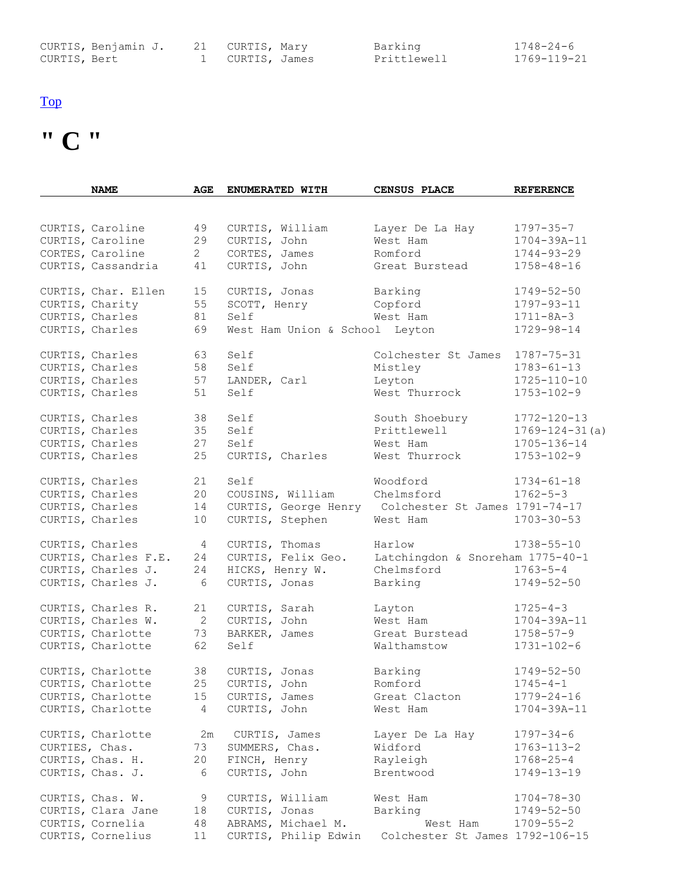| | | | | |
|---|---|---|---|---|
| CURTIS, Benjamin J. | 21 | CURTIS, Mary | Barking | 1748-24-6 |
| CURTIS, Bert | 1 | CURTIS, James | Prittlewell | 1769-119-21 |

Top

# " C "

| NAME | AGE | ENUMERATED WITH | CENSUS PLACE | REFERENCE |
|---|---|---|---|---|
| CURTIS, Caroline | 49 | CURTIS, William | Layer De La Hay | 1797-35-7 |
| CURTIS, Caroline | 29 | CURTIS, John | West Ham | 1704-39A-11 |
| CORTES, Caroline | 2 | CORTES, James | Romford | 1744-93-29 |
| CURTIS, Cassandria | 41 | CURTIS, John | Great Burstead | 1758-48-16 |
| CURTIS, Char. Ellen | 15 | CURTIS, Jonas | Barking | 1749-52-50 |
| CURTIS, Charity | 55 | SCOTT, Henry | Copford | 1797-93-11 |
| CURTIS, Charles | 81 | Self | West Ham | 1711-8A-3 |
| CURTIS, Charles | 69 | West Ham Union & School | Leyton | 1729-98-14 |
| CURTIS, Charles | 63 | Self | Colchester St James | 1787-75-31 |
| CURTIS, Charles | 58 | Self | Mistley | 1783-61-13 |
| CURTIS, Charles | 57 | LANDER, Carl | Leyton | 1725-110-10 |
| CURTIS, Charles | 51 | Self | West Thurrock | 1753-102-9 |
| CURTIS, Charles | 38 | Self | South Shoebury | 1772-120-13 |
| CURTIS, Charles | 35 | Self | Prittlewell | 1769-124-31(a) |
| CURTIS, Charles | 27 | Self | West Ham | 1705-136-14 |
| CURTIS, Charles | 25 | CURTIS, Charles | West Thurrock | 1753-102-9 |
| CURTIS, Charles | 21 | Self | Woodford | 1734-61-18 |
| CURTIS, Charles | 20 | COUSINS, William | Chelmsford | 1762-5-3 |
| CURTIS, Charles | 14 | CURTIS, George Henry | Colchester St James | 1791-74-17 |
| CURTIS, Charles | 10 | CURTIS, Stephen | West Ham | 1703-30-53 |
| CURTIS, Charles | 4 | CURTIS, Thomas | Harlow | 1738-55-10 |
| CURTIS, Charles F.E. | 24 | CURTIS, Felix Geo. | Latchingdon & Snoreham | 1775-40-1 |
| CURTIS, Charles J. | 24 | HICKS, Henry W. | Chelmsford | 1763-5-4 |
| CURTIS, Charles J. | 6 | CURTIS, Jonas | Barking | 1749-52-50 |
| CURTIS, Charles R. | 21 | CURTIS, Sarah | Layton | 1725-4-3 |
| CURTIS, Charles W. | 2 | CURTIS, John | West Ham | 1704-39A-11 |
| CURTIS, Charlotte | 73 | BARKER, James | Great Burstead | 1758-57-9 |
| CURTIS, Charlotte | 62 | Self | Walthamstow | 1731-102-6 |
| CURTIS, Charlotte | 38 | CURTIS, Jonas | Barking | 1749-52-50 |
| CURTIS, Charlotte | 25 | CURTIS, John | Romford | 1745-4-1 |
| CURTIS, Charlotte | 15 | CURTIS, James | Great Clacton | 1779-24-16 |
| CURTIS, Charlotte | 4 | CURTIS, John | West Ham | 1704-39A-11 |
| CURTIS, Charlotte | 2m | CURTIS, James | Layer De La Hay | 1797-34-6 |
| CURTIES, Chas. | 73 | SUMMERS, Chas. | Widford | 1763-113-2 |
| CURTIS, Chas. H. | 20 | FINCH, Henry | Rayleigh | 1768-25-4 |
| CURTIS, Chas. J. | 6 | CURTIS, John | Brentwood | 1749-13-19 |
| CURTIS, Chas. W. | 9 | CURTIS, William | West Ham | 1704-78-30 |
| CURTIS, Clara Jane | 18 | CURTIS, Jonas | Barking | 1749-52-50 |
| CURTIS, Cornelia | 48 | ABRAMS, Michael M. | West Ham | 1709-55-2 |
| CURTIS, Cornelius | 11 | CURTIS, Philip Edwin | Colchester St James | 1792-106-15 |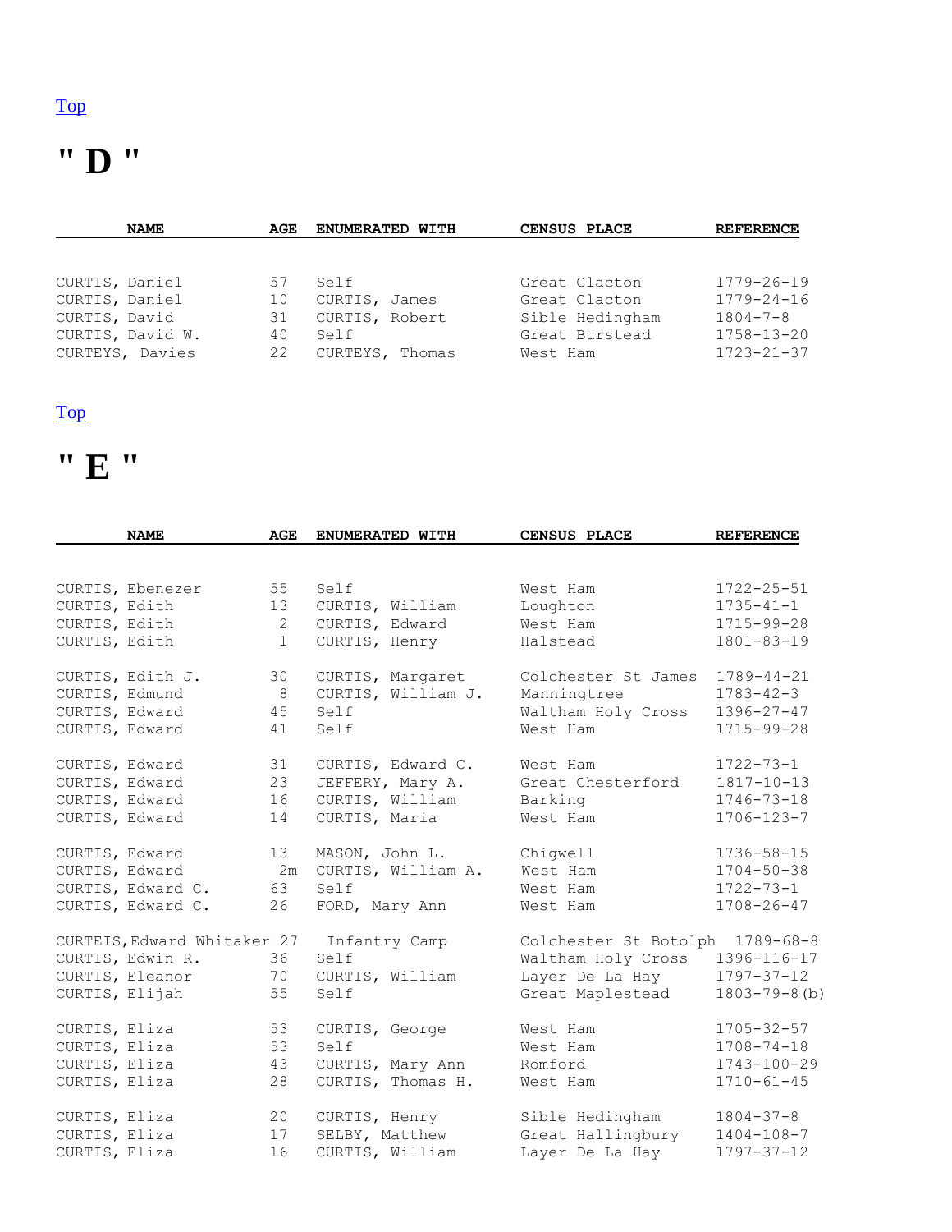Top

# " D "

| NAME | AGE | ENUMERATED WITH | CENSUS PLACE | REFERENCE |
|---|---|---|---|---|
| CURTIS, Daniel | 57 | Self | Great Clacton | 1779-26-19 |
| CURTIS, Daniel | 10 | CURTIS, James | Great Clacton | 1779-24-16 |
| CURTIS, David | 31 | CURTIS, Robert | Sible Hedingham | 1804-7-8 |
| CURTIS, David W. | 40 | Self | Great Burstead | 1758-13-20 |
| CURTEYS, Davies | 22 | CURTEYS, Thomas | West Ham | 1723-21-37 |

Top

# " E "

| NAME | AGE | ENUMERATED WITH | CENSUS PLACE | REFERENCE |
|---|---|---|---|---|
| CURTIS, Ebenezer | 55 | Self | West Ham | 1722-25-51 |
| CURTIS, Edith | 13 | CURTIS, William | Loughton | 1735-41-1 |
| CURTIS, Edith | 2 | CURTIS, Edward | West Ham | 1715-99-28 |
| CURTIS, Edith | 1 | CURTIS, Henry | Halstead | 1801-83-19 |
| CURTIS, Edith J. | 30 | CURTIS, Margaret | Colchester St James | 1789-44-21 |
| CURTIS, Edmund | 8 | CURTIS, William J. | Manningtree | 1783-42-3 |
| CURTIS, Edward | 45 | Self | Waltham Holy Cross | 1396-27-47 |
| CURTIS, Edward | 41 | Self | West Ham | 1715-99-28 |
| CURTIS, Edward | 31 | CURTIS, Edward C. | West Ham | 1722-73-1 |
| CURTIS, Edward | 23 | JEFFERY, Mary A. | Great Chesterford | 1817-10-13 |
| CURTIS, Edward | 16 | CURTIS, William | Barking | 1746-73-18 |
| CURTIS, Edward | 14 | CURTIS, Maria | West Ham | 1706-123-7 |
| CURTIS, Edward | 13 | MASON, John L. | Chigwell | 1736-58-15 |
| CURTIS, Edward | 2m | CURTIS, William A. | West Ham | 1704-50-38 |
| CURTIS, Edward C. | 63 | Self | West Ham | 1722-73-1 |
| CURTIS, Edward C. | 26 | FORD, Mary Ann | West Ham | 1708-26-47 |
| CURTEIS, Edward Whitaker | 27 | Infantry Camp | Colchester St Botolph | 1789-68-8 |
| CURTIS, Edwin R. | 36 | Self | Waltham Holy Cross | 1396-116-17 |
| CURTIS, Eleanor | 70 | CURTIS, William | Layer De La Hay | 1797-37-12 |
| CURTIS, Elijah | 55 | Self | Great Maplestead | 1803-79-8(b) |
| CURTIS, Eliza | 53 | CURTIS, George | West Ham | 1705-32-57 |
| CURTIS, Eliza | 53 | Self | West Ham | 1708-74-18 |
| CURTIS, Eliza | 43 | CURTIS, Mary Ann | Romford | 1743-100-29 |
| CURTIS, Eliza | 28 | CURTIS, Thomas H. | West Ham | 1710-61-45 |
| CURTIS, Eliza | 20 | CURTIS, Henry | Sible Hedingham | 1804-37-8 |
| CURTIS, Eliza | 17 | SELBY, Matthew | Great Hallingbury | 1404-108-7 |
| CURTIS, Eliza | 16 | CURTIS, William | Layer De La Hay | 1797-37-12 |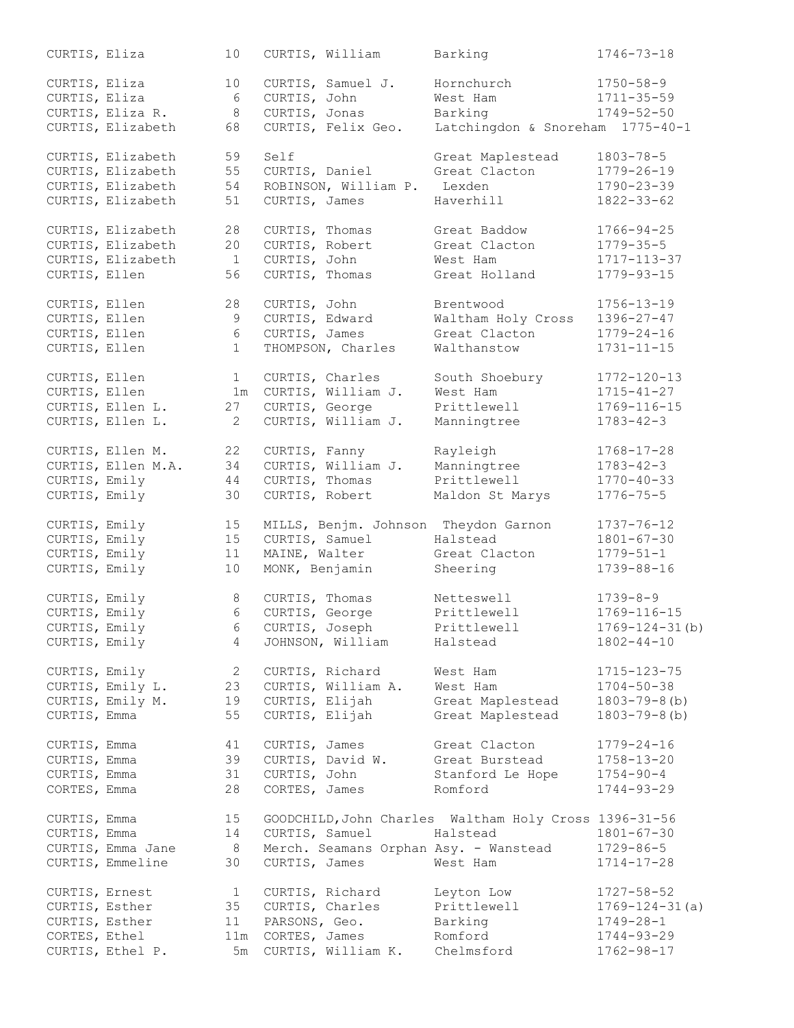| | | | | |
|---|---|---|---|---|
| CURTIS, Eliza | 10 | CURTIS, William | Barking | 1746-73-18 |
| CURTIS, Eliza | 10 | CURTIS, Samuel J. | Hornchurch | 1750-58-9 |
| CURTIS, Eliza | 6 | CURTIS, John | West Ham | 1711-35-59 |
| CURTIS, Eliza R. | 8 | CURTIS, Jonas | Barking | 1749-52-50 |
| CURTIS, Elizabeth | 68 | CURTIS, Felix Geo. | Latchingdon & Snoreham | 1775-40-1 |
| CURTIS, Elizabeth | 59 | Self | Great Maplestead | 1803-78-5 |
| CURTIS, Elizabeth | 55 | CURTIS, Daniel | Great Clacton | 1779-26-19 |
| CURTIS, Elizabeth | 54 | ROBINSON, William P. | Lexden | 1790-23-39 |
| CURTIS, Elizabeth | 51 | CURTIS, James | Haverhill | 1822-33-62 |
| CURTIS, Elizabeth | 28 | CURTIS, Thomas | Great Baddow | 1766-94-25 |
| CURTIS, Elizabeth | 20 | CURTIS, Robert | Great Clacton | 1779-35-5 |
| CURTIS, Elizabeth | 1 | CURTIS, John | West Ham | 1717-113-37 |
| CURTIS, Ellen | 56 | CURTIS, Thomas | Great Holland | 1779-93-15 |
| CURTIS, Ellen | 28 | CURTIS, John | Brentwood | 1756-13-19 |
| CURTIS, Ellen | 9 | CURTIS, Edward | Waltham Holy Cross | 1396-27-47 |
| CURTIS, Ellen | 6 | CURTIS, James | Great Clacton | 1779-24-16 |
| CURTIS, Ellen | 1 | THOMPSON, Charles | Walthanstow | 1731-11-15 |
| CURTIS, Ellen | 1 | CURTIS, Charles | South Shoebury | 1772-120-13 |
| CURTIS, Ellen | 1m | CURTIS, William J. | West Ham | 1715-41-27 |
| CURTIS, Ellen L. | 27 | CURTIS, George | Prittlewell | 1769-116-15 |
| CURTIS, Ellen L. | 2 | CURTIS, William J. | Manningtree | 1783-42-3 |
| CURTIS, Ellen M. | 22 | CURTIS, Fanny | Rayleigh | 1768-17-28 |
| CURTIS, Ellen M.A. | 34 | CURTIS, William J. | Manningtree | 1783-42-3 |
| CURTIS, Emily | 44 | CURTIS, Thomas | Prittlewell | 1770-40-33 |
| CURTIS, Emily | 30 | CURTIS, Robert | Maldon St Marys | 1776-75-5 |
| CURTIS, Emily | 15 | MILLS, Benjm. Johnson | Theydon Garnon | 1737-76-12 |
| CURTIS, Emily | 15 | CURTIS, Samuel | Halstead | 1801-67-30 |
| CURTIS, Emily | 11 | MAINE, Walter | Great Clacton | 1779-51-1 |
| CURTIS, Emily | 10 | MONK, Benjamin | Sheering | 1739-88-16 |
| CURTIS, Emily | 8 | CURTIS, Thomas | Netteswell | 1739-8-9 |
| CURTIS, Emily | 6 | CURTIS, George | Prittlewell | 1769-116-15 |
| CURTIS, Emily | 6 | CURTIS, Joseph | Prittlewell | 1769-124-31(b) |
| CURTIS, Emily | 4 | JOHNSON, William | Halstead | 1802-44-10 |
| CURTIS, Emily | 2 | CURTIS, Richard | West Ham | 1715-123-75 |
| CURTIS, Emily L. | 23 | CURTIS, William A. | West Ham | 1704-50-38 |
| CURTIS, Emily M. | 19 | CURTIS, Elijah | Great Maplestead | 1803-79-8(b) |
| CURTIS, Emma | 55 | CURTIS, Elijah | Great Maplestead | 1803-79-8(b) |
| CURTIS, Emma | 41 | CURTIS, James | Great Clacton | 1779-24-16 |
| CURTIS, Emma | 39 | CURTIS, David W. | Great Burstead | 1758-13-20 |
| CURTIS, Emma | 31 | CURTIS, John | Stanford Le Hope | 1754-90-4 |
| CORTES, Emma | 28 | CORTES, James | Romford | 1744-93-29 |
| CURTIS, Emma | 15 | GOODCHILD,John Charles | Waltham Holy Cross | 1396-31-56 |
| CURTIS, Emma | 14 | CURTIS, Samuel | Halstead | 1801-67-30 |
| CURTIS, Emma Jane | 8 | Merch. Seamans Orphan Asy. - Wanstead | | 1729-86-5 |
| CURTIS, Emmeline | 30 | CURTIS, James | West Ham | 1714-17-28 |
| CURTIS, Ernest | 1 | CURTIS, Richard | Leyton Low | 1727-58-52 |
| CURTIS, Esther | 35 | CURTIS, Charles | Prittlewell | 1769-124-31(a) |
| CURTIS, Esther | 11 | PARSONS, Geo. | Barking | 1749-28-1 |
| CORTES, Ethel | 11m | CORTES, James | Romford | 1744-93-29 |
| CURTIS, Ethel P. | 5m | CURTIS, William K. | Chelmsford | 1762-98-17 |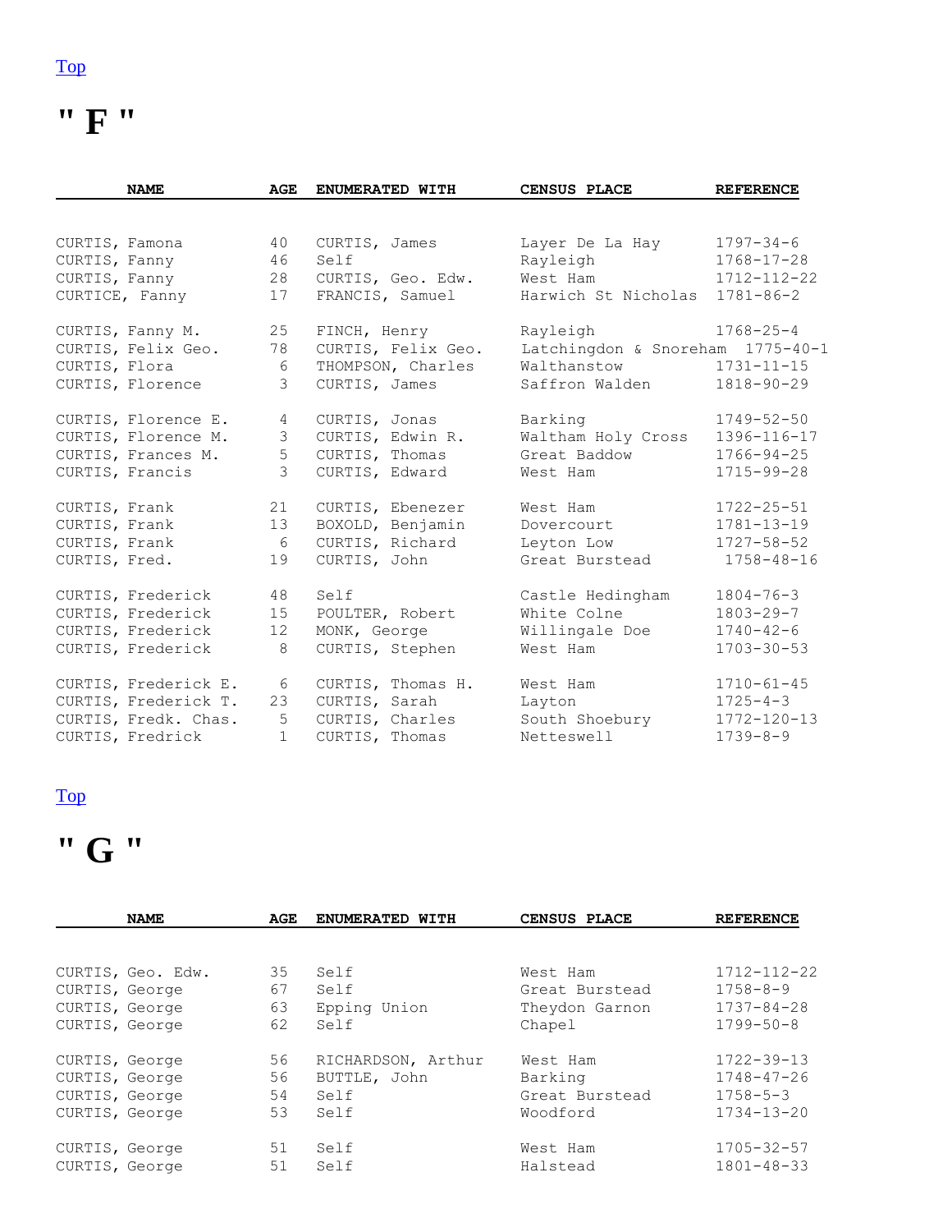Top

# " F "

| NAME | AGE | ENUMERATED WITH | CENSUS PLACE | REFERENCE |
|---|---|---|---|---|
| CURTIS, Famona | 40 | CURTIS, James | Layer De La Hay | 1797-34-6 |
| CURTIS, Fanny | 46 | Self | Rayleigh | 1768-17-28 |
| CURTIS, Fanny | 28 | CURTIS, Geo. Edw. | West Ham | 1712-112-22 |
| CURTICE, Fanny | 17 | FRANCIS, Samuel | Harwich St Nicholas | 1781-86-2 |
| CURTIS, Fanny M. | 25 | FINCH, Henry | Rayleigh | 1768-25-4 |
| CURTIS, Felix Geo. | 78 | CURTIS, Felix Geo. | Latchingdon & Snoreham | 1775-40-1 |
| CURTIS, Flora | 6 | THOMPSON, Charles | Walthanstow | 1731-11-15 |
| CURTIS, Florence | 3 | CURTIS, James | Saffron Walden | 1818-90-29 |
| CURTIS, Florence E. | 4 | CURTIS, Jonas | Barking | 1749-52-50 |
| CURTIS, Florence M. | 3 | CURTIS, Edwin R. | Waltham Holy Cross | 1396-116-17 |
| CURTIS, Frances M. | 5 | CURTIS, Thomas | Great Baddow | 1766-94-25 |
| CURTIS, Francis | 3 | CURTIS, Edward | West Ham | 1715-99-28 |
| CURTIS, Frank | 21 | CURTIS, Ebenezer | West Ham | 1722-25-51 |
| CURTIS, Frank | 13 | BOXOLD, Benjamin | Dovercourt | 1781-13-19 |
| CURTIS, Frank | 6 | CURTIS, Richard | Leyton Low | 1727-58-52 |
| CURTIS, Fred. | 19 | CURTIS, John | Great Burstead | 1758-48-16 |
| CURTIS, Frederick | 48 | Self | Castle Hedingham | 1804-76-3 |
| CURTIS, Frederick | 15 | POULTER, Robert | White Colne | 1803-29-7 |
| CURTIS, Frederick | 12 | MONK, George | Willingale Doe | 1740-42-6 |
| CURTIS, Frederick | 8 | CURTIS, Stephen | West Ham | 1703-30-53 |
| CURTIS, Frederick E. | 6 | CURTIS, Thomas H. | West Ham | 1710-61-45 |
| CURTIS, Frederick T. | 23 | CURTIS, Sarah | Layton | 1725-4-3 |
| CURTIS, Fredk. Chas. | 5 | CURTIS, Charles | South Shoebury | 1772-120-13 |
| CURTIS, Fredrick | 1 | CURTIS, Thomas | Netteswell | 1739-8-9 |

Top

# " G "

| NAME | AGE | ENUMERATED WITH | CENSUS PLACE | REFERENCE |
|---|---|---|---|---|
| CURTIS, Geo. Edw. | 35 | Self | West Ham | 1712-112-22 |
| CURTIS, George | 67 | Self | Great Burstead | 1758-8-9 |
| CURTIS, George | 63 | Epping Union | Theydon Garnon | 1737-84-28 |
| CURTIS, George | 62 | Self | Chapel | 1799-50-8 |
| CURTIS, George | 56 | RICHARDSON, Arthur | West Ham | 1722-39-13 |
| CURTIS, George | 56 | BUTTLE, John | Barking | 1748-47-26 |
| CURTIS, George | 54 | Self | Great Burstead | 1758-5-3 |
| CURTIS, George | 53 | Self | Woodford | 1734-13-20 |
| CURTIS, George | 51 | Self | West Ham | 1705-32-57 |
| CURTIS, George | 51 | Self | Halstead | 1801-48-33 |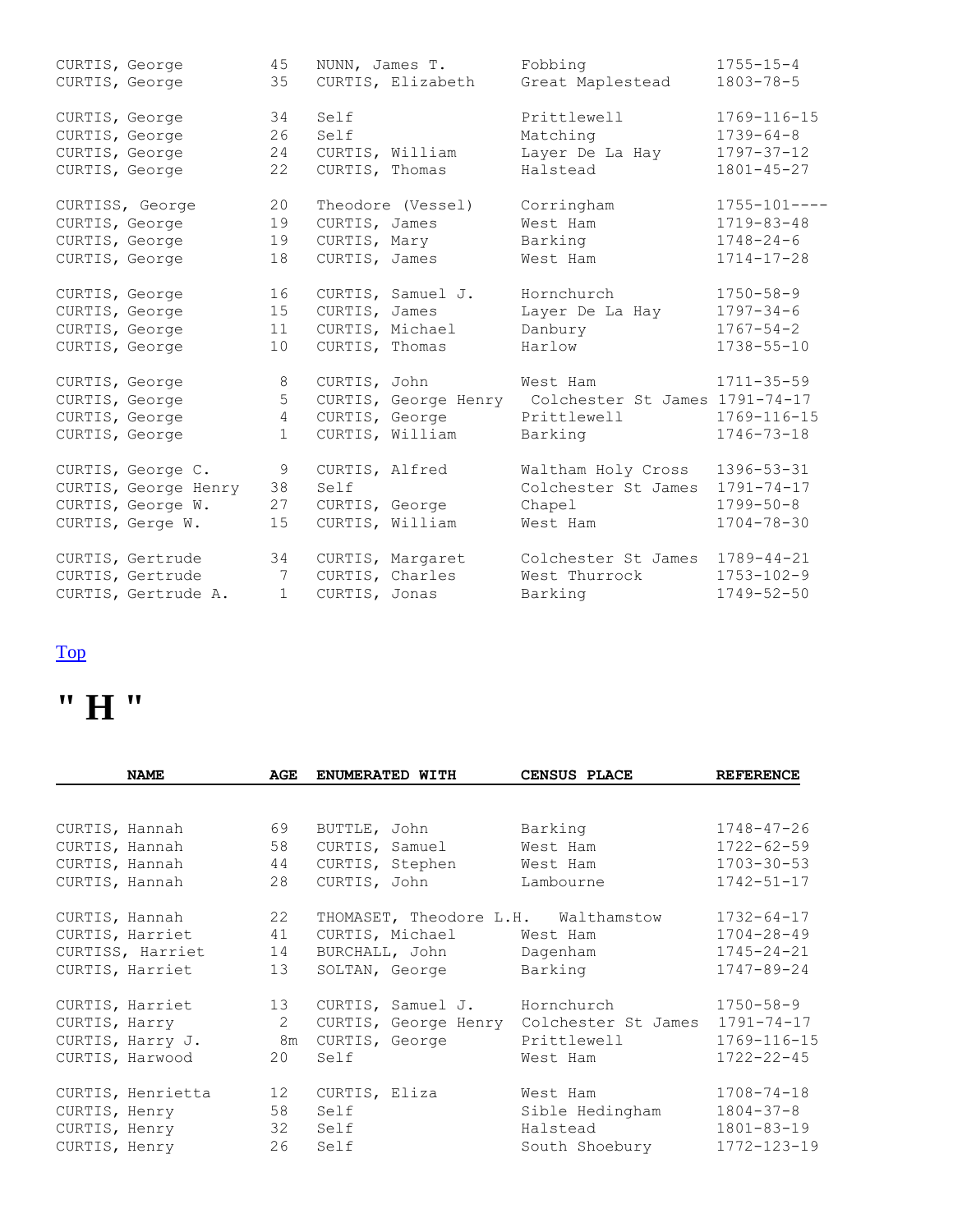| NAME | AGE | ENUMERATED WITH | CENSUS PLACE | REFERENCE |
|---|---|---|---|---|
| CURTIS, George | 45 | NUNN, James T. | Fobbing | 1755-15-4 |
| CURTIS, George | 35 | CURTIS, Elizabeth | Great Maplestead | 1803-78-5 |
| CURTIS, George | 34 | Self | Prittlewell | 1769-116-15 |
| CURTIS, George | 26 | Self | Matching | 1739-64-8 |
| CURTIS, George | 24 | CURTIS, William | Layer De La Hay | 1797-37-12 |
| CURTIS, George | 22 | CURTIS, Thomas | Halstead | 1801-45-27 |
| CURTISS, George | 20 | Theodore (Vessel) | Corringham | 1755-101---- |
| CURTIS, George | 19 | CURTIS, James | West Ham | 1719-83-48 |
| CURTIS, George | 19 | CURTIS, Mary | Barking | 1748-24-6 |
| CURTIS, George | 18 | CURTIS, James | West Ham | 1714-17-28 |
| CURTIS, George | 16 | CURTIS, Samuel J. | Hornchurch | 1750-58-9 |
| CURTIS, George | 15 | CURTIS, James | Layer De La Hay | 1797-34-6 |
| CURTIS, George | 11 | CURTIS, Michael | Danbury | 1767-54-2 |
| CURTIS, George | 10 | CURTIS, Thomas | Harlow | 1738-55-10 |
| CURTIS, George | 8 | CURTIS, John | West Ham | 1711-35-59 |
| CURTIS, George | 5 | CURTIS, George Henry | Colchester St James | 1791-74-17 |
| CURTIS, George | 4 | CURTIS, George | Prittlewell | 1769-116-15 |
| CURTIS, George | 1 | CURTIS, William | Barking | 1746-73-18 |
| CURTIS, George C. | 9 | CURTIS, Alfred | Waltham Holy Cross | 1396-53-31 |
| CURTIS, George Henry | 38 | Self | Colchester St James | 1791-74-17 |
| CURTIS, George W. | 27 | CURTIS, George | Chapel | 1799-50-8 |
| CURTIS, Gerge W. | 15 | CURTIS, William | West Ham | 1704-78-30 |
| CURTIS, Gertrude | 34 | CURTIS, Margaret | Colchester St James | 1789-44-21 |
| CURTIS, Gertrude | 7 | CURTIS, Charles | West Thurrock | 1753-102-9 |
| CURTIS, Gertrude A. | 1 | CURTIS, Jonas | Barking | 1749-52-50 |

Top

# " H "

| NAME | AGE | ENUMERATED WITH | CENSUS PLACE | REFERENCE |
|---|---|---|---|---|
| CURTIS, Hannah | 69 | BUTTLE, John | Barking | 1748-47-26 |
| CURTIS, Hannah | 58 | CURTIS, Samuel | West Ham | 1722-62-59 |
| CURTIS, Hannah | 44 | CURTIS, Stephen | West Ham | 1703-30-53 |
| CURTIS, Hannah | 28 | CURTIS, John | Lambourne | 1742-51-17 |
| CURTIS, Hannah | 22 | THOMASET, Theodore L.H. | Walthamstow | 1732-64-17 |
| CURTIS, Harriet | 41 | CURTIS, Michael | West Ham | 1704-28-49 |
| CURTISS, Harriet | 14 | BURCHALL, John | Dagenham | 1745-24-21 |
| CURTIS, Harriet | 13 | SOLTAN, George | Barking | 1747-89-24 |
| CURTIS, Harriet | 13 | CURTIS, Samuel J. | Hornchurch | 1750-58-9 |
| CURTIS, Harry | 2 | CURTIS, George Henry | Colchester St James | 1791-74-17 |
| CURTIS, Harry J. | 8m | CURTIS, George | Prittlewell | 1769-116-15 |
| CURTIS, Harwood | 20 | Self | West Ham | 1722-22-45 |
| CURTIS, Henrietta | 12 | CURTIS, Eliza | West Ham | 1708-74-18 |
| CURTIS, Henry | 58 | Self | Sible Hedingham | 1804-37-8 |
| CURTIS, Henry | 32 | Self | Halstead | 1801-83-19 |
| CURTIS, Henry | 26 | Self | South Shoebury | 1772-123-19 |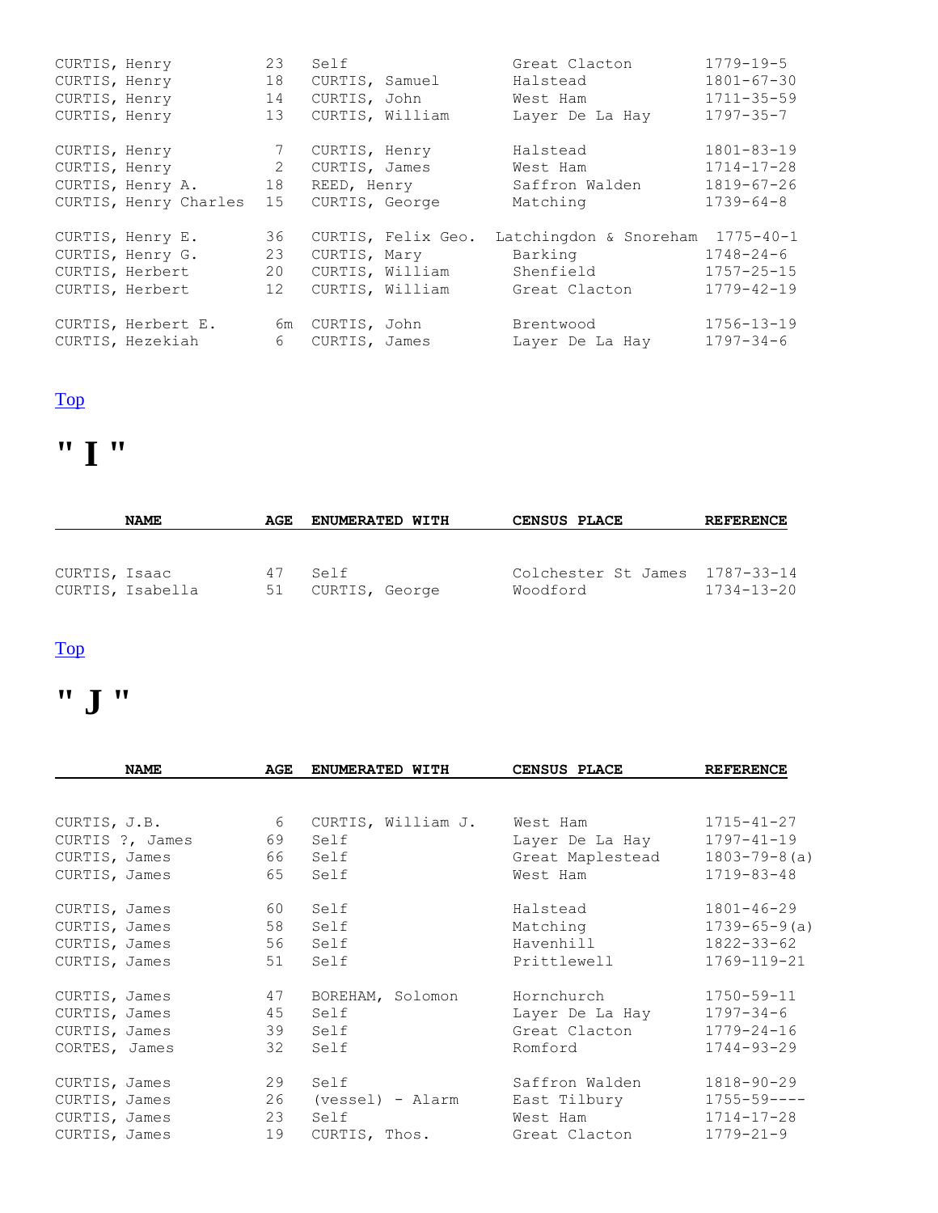| NAME | AGE | ENUMERATED WITH | CENSUS PLACE | REFERENCE |
|---|---|---|---|---|
| CURTIS, Henry | 23 | Self | Great Clacton | 1779-19-5 |
| CURTIS, Henry | 18 | CURTIS, Samuel | Halstead | 1801-67-30 |
| CURTIS, Henry | 14 | CURTIS, John | West Ham | 1711-35-59 |
| CURTIS, Henry | 13 | CURTIS, William | Layer De La Hay | 1797-35-7 |
| CURTIS, Henry | 7 | CURTIS, Henry | Halstead | 1801-83-19 |
| CURTIS, Henry | 2 | CURTIS, James | West Ham | 1714-17-28 |
| CURTIS, Henry A. | 18 | REED, Henry | Saffron Walden | 1819-67-26 |
| CURTIS, Henry Charles | 15 | CURTIS, George | Matching | 1739-64-8 |
| CURTIS, Henry E. | 36 | CURTIS, Felix Geo. | Latchingdon & Snoreham | 1775-40-1 |
| CURTIS, Henry G. | 23 | CURTIS, Mary | Barking | 1748-24-6 |
| CURTIS, Herbert | 20 | CURTIS, William | Shenfield | 1757-25-15 |
| CURTIS, Herbert | 12 | CURTIS, William | Great Clacton | 1779-42-19 |
| CURTIS, Herbert E. | 6m | CURTIS, John | Brentwood | 1756-13-19 |
| CURTIS, Hezekiah | 6 | CURTIS, James | Layer De La Hay | 1797-34-6 |

Top

# " I "

| NAME | AGE | ENUMERATED WITH | CENSUS PLACE | REFERENCE |
|---|---|---|---|---|
| CURTIS, Isaac | 47 | Self | Colchester St James | 1787-33-14 |
| CURTIS, Isabella | 51 | CURTIS, George | Woodford | 1734-13-20 |

Top

# " J "

| NAME | AGE | ENUMERATED WITH | CENSUS PLACE | REFERENCE |
|---|---|---|---|---|
| CURTIS, J.B. | 6 | CURTIS, William J. | West Ham | 1715-41-27 |
| CURTIS ?, James | 69 | Self | Layer De La Hay | 1797-41-19 |
| CURTIS, James | 66 | Self | Great Maplestead | 1803-79-8(a) |
| CURTIS, James | 65 | Self | West Ham | 1719-83-48 |
| CURTIS, James | 60 | Self | Halstead | 1801-46-29 |
| CURTIS, James | 58 | Self | Matching | 1739-65-9(a) |
| CURTIS, James | 56 | Self | Havenhill | 1822-33-62 |
| CURTIS, James | 51 | Self | Prittlewell | 1769-119-21 |
| CURTIS, James | 47 | BOREHAM, Solomon | Hornchurch | 1750-59-11 |
| CURTIS, James | 45 | Self | Layer De La Hay | 1797-34-6 |
| CURTIS, James | 39 | Self | Great Clacton | 1779-24-16 |
| CORTES, James | 32 | Self | Romford | 1744-93-29 |
| CURTIS, James | 29 | Self | Saffron Walden | 1818-90-29 |
| CURTIS, James | 26 | (vessel) - Alarm | East Tilbury | 1755-59---- |
| CURTIS, James | 23 | Self | West Ham | 1714-17-28 |
| CURTIS, James | 19 | CURTIS, Thos. | Great Clacton | 1779-21-9 |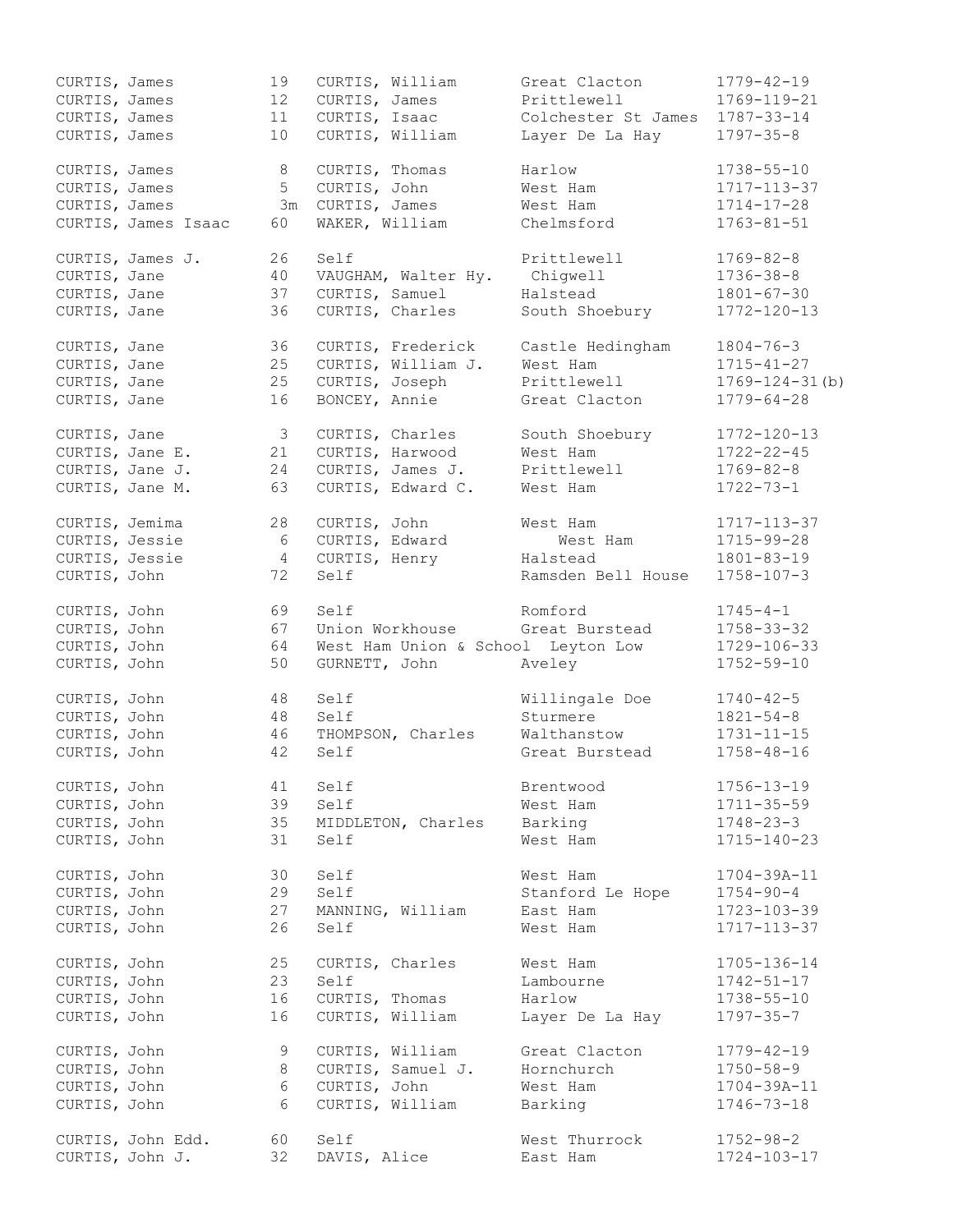| | | | | |
|---|---|---|---|---|
| CURTIS, James | 19 | CURTIS, William | Great Clacton | 1779-42-19 |
| CURTIS, James | 12 | CURTIS, James | Prittlewell | 1769-119-21 |
| CURTIS, James | 11 | CURTIS, Isaac | Colchester St James | 1787-33-14 |
| CURTIS, James | 10 | CURTIS, William | Layer De La Hay | 1797-35-8 |
| CURTIS, James | 8 | CURTIS, Thomas | Harlow | 1738-55-10 |
| CURTIS, James | 5 | CURTIS, John | West Ham | 1717-113-37 |
| CURTIS, James | 3m | CURTIS, James | West Ham | 1714-17-28 |
| CURTIS, James Isaac | 60 | WAKER, William | Chelmsford | 1763-81-51 |
| CURTIS, James J. | 26 | Self | Prittlewell | 1769-82-8 |
| CURTIS, Jane | 40 | VAUGHAM, Walter Hy. | Chigwell | 1736-38-8 |
| CURTIS, Jane | 37 | CURTIS, Samuel | Halstead | 1801-67-30 |
| CURTIS, Jane | 36 | CURTIS, Charles | South Shoebury | 1772-120-13 |
| CURTIS, Jane | 36 | CURTIS, Frederick | Castle Hedingham | 1804-76-3 |
| CURTIS, Jane | 25 | CURTIS, William J. | West Ham | 1715-41-27 |
| CURTIS, Jane | 25 | CURTIS, Joseph | Prittlewell | 1769-124-31(b) |
| CURTIS, Jane | 16 | BONCEY, Annie | Great Clacton | 1779-64-28 |
| CURTIS, Jane | 3 | CURTIS, Charles | South Shoebury | 1772-120-13 |
| CURTIS, Jane E. | 21 | CURTIS, Harwood | West Ham | 1722-22-45 |
| CURTIS, Jane J. | 24 | CURTIS, James J. | Prittlewell | 1769-82-8 |
| CURTIS, Jane M. | 63 | CURTIS, Edward C. | West Ham | 1722-73-1 |
| CURTIS, Jemima | 28 | CURTIS, John | West Ham | 1717-113-37 |
| CURTIS, Jessie | 6 | CURTIS, Edward | West Ham | 1715-99-28 |
| CURTIS, Jessie | 4 | CURTIS, Henry | Halstead | 1801-83-19 |
| CURTIS, John | 72 | Self | Ramsden Bell House | 1758-107-3 |
| CURTIS, John | 69 | Self | Romford | 1745-4-1 |
| CURTIS, John | 67 | Union Workhouse | Great Burstead | 1758-33-32 |
| CURTIS, John | 64 | West Ham Union & School | Leyton Low | 1729-106-33 |
| CURTIS, John | 50 | GURNETT, John | Aveley | 1752-59-10 |
| CURTIS, John | 48 | Self | Willingale Doe | 1740-42-5 |
| CURTIS, John | 48 | Self | Sturmere | 1821-54-8 |
| CURTIS, John | 46 | THOMPSON, Charles | Walthanstow | 1731-11-15 |
| CURTIS, John | 42 | Self | Great Burstead | 1758-48-16 |
| CURTIS, John | 41 | Self | Brentwood | 1756-13-19 |
| CURTIS, John | 39 | Self | West Ham | 1711-35-59 |
| CURTIS, John | 35 | MIDDLETON, Charles | Barking | 1748-23-3 |
| CURTIS, John | 31 | Self | West Ham | 1715-140-23 |
| CURTIS, John | 30 | Self | West Ham | 1704-39A-11 |
| CURTIS, John | 29 | Self | Stanford Le Hope | 1754-90-4 |
| CURTIS, John | 27 | MANNING, William | East Ham | 1723-103-39 |
| CURTIS, John | 26 | Self | West Ham | 1717-113-37 |
| CURTIS, John | 25 | CURTIS, Charles | West Ham | 1705-136-14 |
| CURTIS, John | 23 | Self | Lambourne | 1742-51-17 |
| CURTIS, John | 16 | CURTIS, Thomas | Harlow | 1738-55-10 |
| CURTIS, John | 16 | CURTIS, William | Layer De La Hay | 1797-35-7 |
| CURTIS, John | 9 | CURTIS, William | Great Clacton | 1779-42-19 |
| CURTIS, John | 8 | CURTIS, Samuel J. | Hornchurch | 1750-58-9 |
| CURTIS, John | 6 | CURTIS, John | West Ham | 1704-39A-11 |
| CURTIS, John | 6 | CURTIS, William | Barking | 1746-73-18 |
| CURTIS, John Edd. | 60 | Self | West Thurrock | 1752-98-2 |
| CURTIS, John J. | 32 | DAVIS, Alice | East Ham | 1724-103-17 |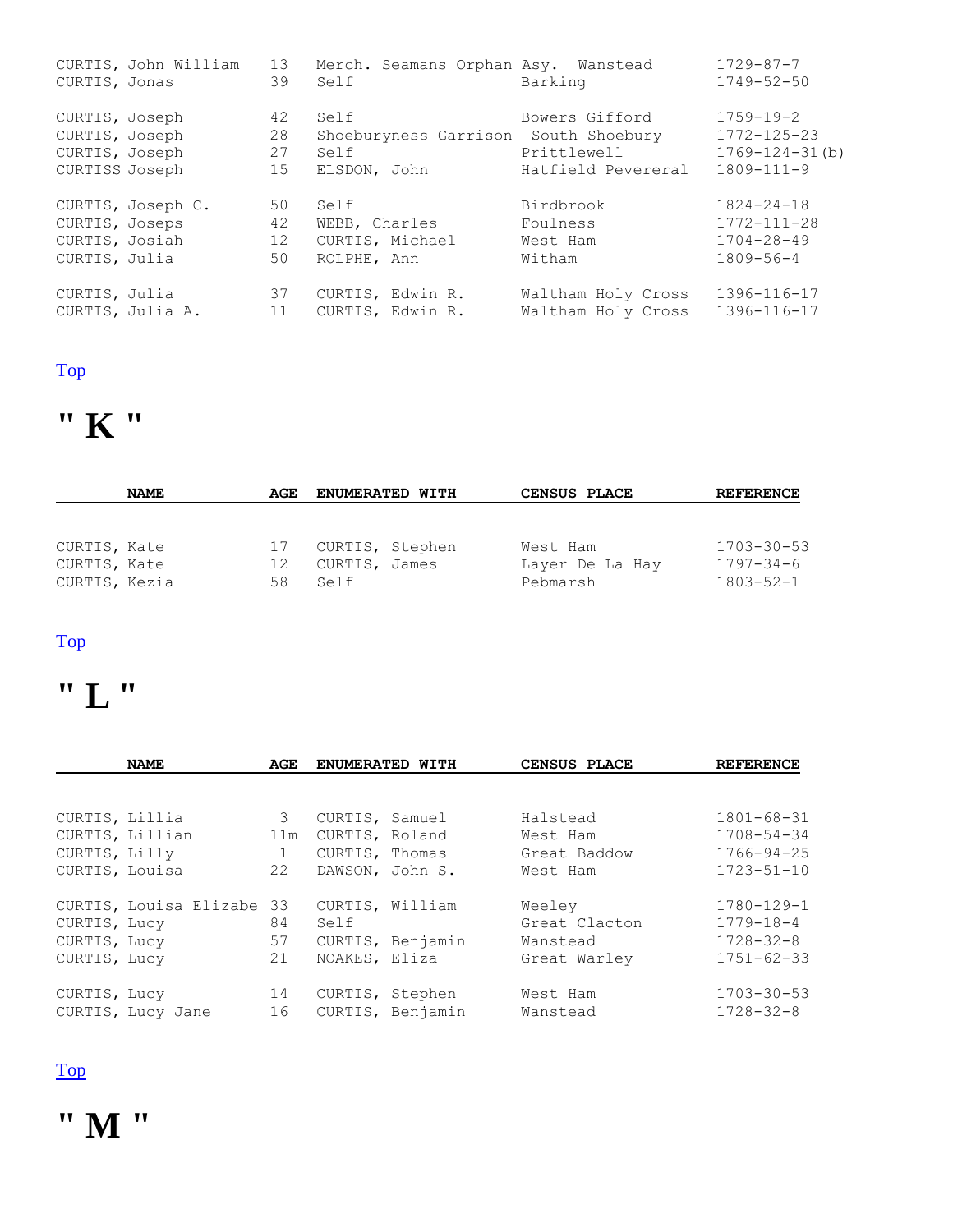| NAME | AGE | ENUMERATED WITH | CENSUS PLACE | REFERENCE |
|---|---|---|---|---|
| CURTIS, John William | 13 | Merch. Seamans Orphan Asy. | Wanstead | 1729-87-7 |
| CURTIS, Jonas | 39 | Self | Barking | 1749-52-50 |
| CURTIS, Joseph | 42 | Self | Bowers Gifford | 1759-19-2 |
| CURTIS, Joseph | 28 | Shoeburyness Garrison | South Shoebury | 1772-125-23 |
| CURTIS, Joseph | 27 | Self | Prittlewell | 1769-124-31(b) |
| CURTISS Joseph | 15 | ELSDON, John | Hatfield Pevereral | 1809-111-9 |
| CURTIS, Joseph C. | 50 | Self | Birdbrook | 1824-24-18 |
| CURTIS, Joseps | 42 | WEBB, Charles | Foulness | 1772-111-28 |
| CURTIS, Josiah | 12 | CURTIS, Michael | West Ham | 1704-28-49 |
| CURTIS, Julia | 50 | ROLPHE, Ann | Witham | 1809-56-4 |
| CURTIS, Julia | 37 | CURTIS, Edwin R. | Waltham Holy Cross | 1396-116-17 |
| CURTIS, Julia A. | 11 | CURTIS, Edwin R. | Waltham Holy Cross | 1396-116-17 |

Top

# " K "

| NAME | AGE | ENUMERATED WITH | CENSUS PLACE | REFERENCE |
|---|---|---|---|---|
| CURTIS, Kate | 17 | CURTIS, Stephen | West Ham | 1703-30-53 |
| CURTIS, Kate | 12 | CURTIS, James | Layer De La Hay | 1797-34-6 |
| CURTIS, Kezia | 58 | Self | Pebmarsh | 1803-52-1 |

Top

# " L "

| NAME | AGE | ENUMERATED WITH | CENSUS PLACE | REFERENCE |
|---|---|---|---|---|
| CURTIS, Lillia | 3 | CURTIS, Samuel | Halstead | 1801-68-31 |
| CURTIS, Lillian | 11m | CURTIS, Roland | West Ham | 1708-54-34 |
| CURTIS, Lilly | 1 | CURTIS, Thomas | Great Baddow | 1766-94-25 |
| CURTIS, Louisa | 22 | DAWSON, John S. | West Ham | 1723-51-10 |
| CURTIS, Louisa Elizabe | 33 | CURTIS, William | Weeley | 1780-129-1 |
| CURTIS, Lucy | 84 | Self | Great Clacton | 1779-18-4 |
| CURTIS, Lucy | 57 | CURTIS, Benjamin | Wanstead | 1728-32-8 |
| CURTIS, Lucy | 21 | NOAKES, Eliza | Great Warley | 1751-62-33 |
| CURTIS, Lucy | 14 | CURTIS, Stephen | West Ham | 1703-30-53 |
| CURTIS, Lucy Jane | 16 | CURTIS, Benjamin | Wanstead | 1728-32-8 |

Top

# " M "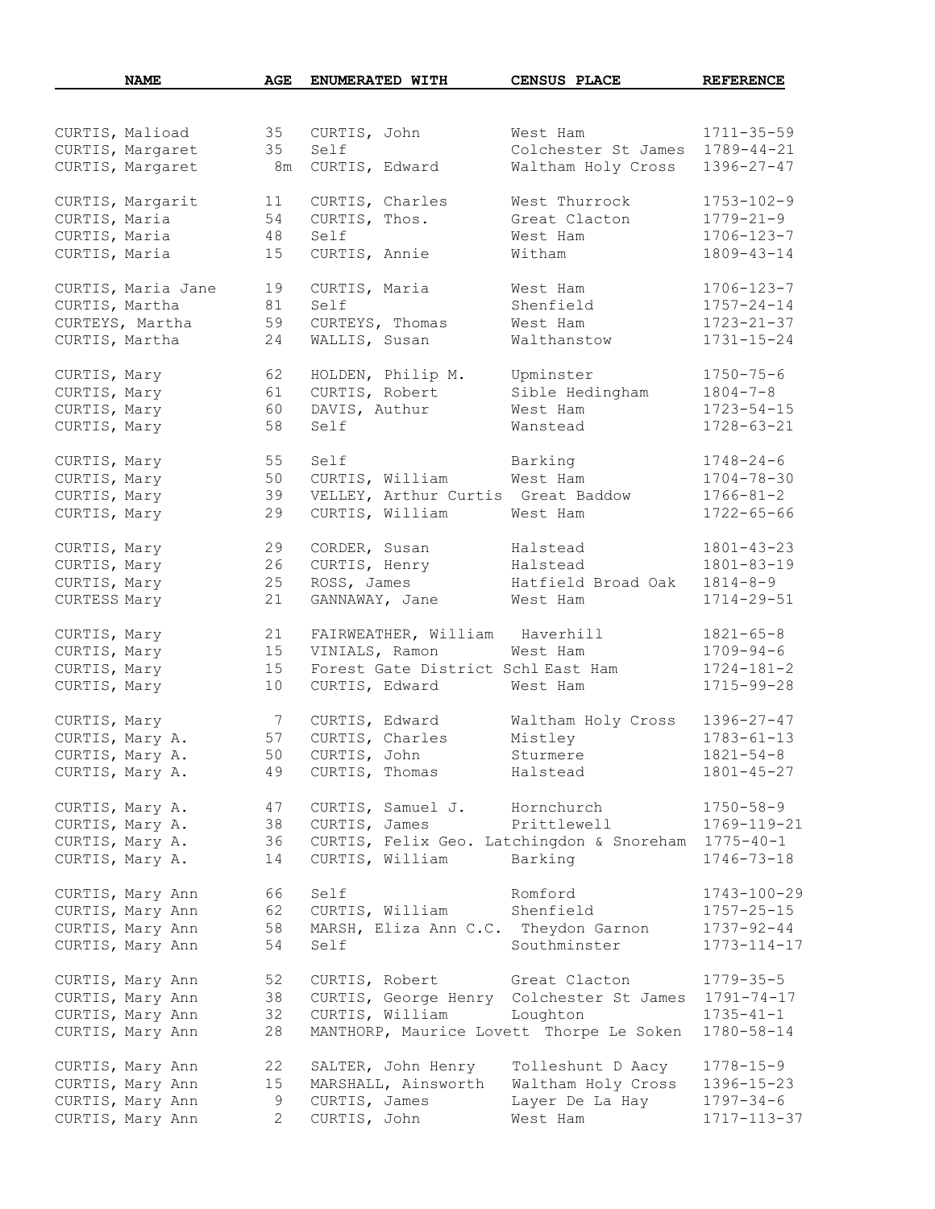| NAME | AGE | ENUMERATED WITH | CENSUS PLACE | REFERENCE |
|---|---|---|---|---|
| CURTIS, Malioad | 35 | CURTIS, John | West Ham | 1711-35-59 |
| CURTIS, Margaret | 35 | Self | Colchester St James | 1789-44-21 |
| CURTIS, Margaret | 8m | CURTIS, Edward | Waltham Holy Cross | 1396-27-47 |
| CURTIS, Margarit | 11 | CURTIS, Charles | West Thurrock | 1753-102-9 |
| CURTIS, Maria | 54 | CURTIS, Thos. | Great Clacton | 1779-21-9 |
| CURTIS, Maria | 48 | Self | West Ham | 1706-123-7 |
| CURTIS, Maria | 15 | CURTIS, Annie | Witham | 1809-43-14 |
| CURTIS, Maria Jane | 19 | CURTIS, Maria | West Ham | 1706-123-7 |
| CURTIS, Martha | 81 | Self | Shenfield | 1757-24-14 |
| CURTEYS, Martha | 59 | CURTEYS, Thomas | West Ham | 1723-21-37 |
| CURTIS, Martha | 24 | WALLIS, Susan | Walthanstow | 1731-15-24 |
| CURTIS, Mary | 62 | HOLDEN, Philip M. | Upminster | 1750-75-6 |
| CURTIS, Mary | 61 | CURTIS, Robert | Sible Hedingham | 1804-7-8 |
| CURTIS, Mary | 60 | DAVIS, Authur | West Ham | 1723-54-15 |
| CURTIS, Mary | 58 | Self | Wanstead | 1728-63-21 |
| CURTIS, Mary | 55 | Self | Barking | 1748-24-6 |
| CURTIS, Mary | 50 | CURTIS, William | West Ham | 1704-78-30 |
| CURTIS, Mary | 39 | VELLEY, Arthur Curtis | Great Baddow | 1766-81-2 |
| CURTIS, Mary | 29 | CURTIS, William | West Ham | 1722-65-66 |
| CURTIS, Mary | 29 | CORDER, Susan | Halstead | 1801-43-23 |
| CURTIS, Mary | 26 | CURTIS, Henry | Halstead | 1801-83-19 |
| CURTIS, Mary | 25 | ROSS, James | Hatfield Broad Oak | 1814-8-9 |
| CURTESS Mary | 21 | GANNAWAY, Jane | West Ham | 1714-29-51 |
| CURTIS, Mary | 21 | FAIRWEATHER, William | Haverhill | 1821-65-8 |
| CURTIS, Mary | 15 | VINIALS, Ramon | West Ham | 1709-94-6 |
| CURTIS, Mary | 15 | Forest Gate District Schl | East Ham | 1724-181-2 |
| CURTIS, Mary | 10 | CURTIS, Edward | West Ham | 1715-99-28 |
| CURTIS, Mary | 7 | CURTIS, Edward | Waltham Holy Cross | 1396-27-47 |
| CURTIS, Mary A. | 57 | CURTIS, Charles | Mistley | 1783-61-13 |
| CURTIS, Mary A. | 50 | CURTIS, John | Sturmere | 1821-54-8 |
| CURTIS, Mary A. | 49 | CURTIS, Thomas | Halstead | 1801-45-27 |
| CURTIS, Mary A. | 47 | CURTIS, Samuel J. | Hornchurch | 1750-58-9 |
| CURTIS, Mary A. | 38 | CURTIS, James | Prittlewell | 1769-119-21 |
| CURTIS, Mary A. | 36 | CURTIS, Felix Geo. | Latchingdon & Snoreham | 1775-40-1 |
| CURTIS, Mary A. | 14 | CURTIS, William | Barking | 1746-73-18 |
| CURTIS, Mary Ann | 66 | Self | Romford | 1743-100-29 |
| CURTIS, Mary Ann | 62 | CURTIS, William | Shenfield | 1757-25-15 |
| CURTIS, Mary Ann | 58 | MARSH, Eliza Ann C.C. | Theydon Garnon | 1737-92-44 |
| CURTIS, Mary Ann | 54 | Self | Southminster | 1773-114-17 |
| CURTIS, Mary Ann | 52 | CURTIS, Robert | Great Clacton | 1779-35-5 |
| CURTIS, Mary Ann | 38 | CURTIS, George Henry | Colchester St James | 1791-74-17 |
| CURTIS, Mary Ann | 32 | CURTIS, William | Loughton | 1735-41-1 |
| CURTIS, Mary Ann | 28 | MANTHORP, Maurice Lovett | Thorpe Le Soken | 1780-58-14 |
| CURTIS, Mary Ann | 22 | SALTER, John Henry | Tolleshunt D Aacy | 1778-15-9 |
| CURTIS, Mary Ann | 15 | MARSHALL, Ainsworth | Waltham Holy Cross | 1396-15-23 |
| CURTIS, Mary Ann | 9 | CURTIS, James | Layer De La Hay | 1797-34-6 |
| CURTIS, Mary Ann | 2 | CURTIS, John | West Ham | 1717-113-37 |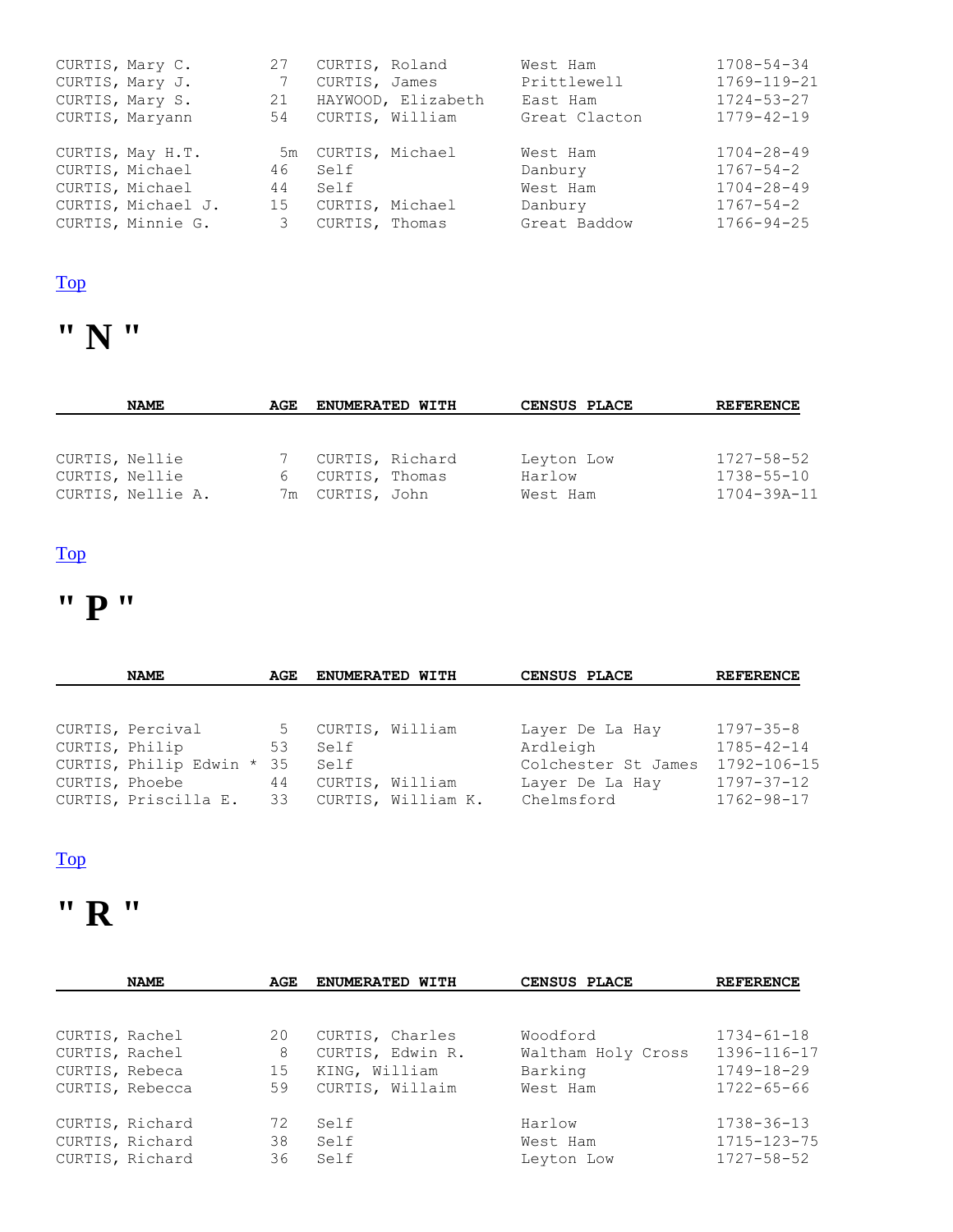| NAME | AGE | ENUMERATED WITH | CENSUS PLACE | REFERENCE |
|---|---|---|---|---|
| CURTIS, Mary C. | 27 | CURTIS, Roland | West Ham | 1708-54-34 |
| CURTIS, Mary J. | 7 | CURTIS, James | Prittlewell | 1769-119-21 |
| CURTIS, Mary S. | 21 | HAYWOOD, Elizabeth | East Ham | 1724-53-27 |
| CURTIS, Maryann | 54 | CURTIS, William | Great Clacton | 1779-42-19 |
| CURTIS, May H.T. | 5m | CURTIS, Michael | West Ham | 1704-28-49 |
| CURTIS, Michael | 46 | Self | Danbury | 1767-54-2 |
| CURTIS, Michael | 44 | Self | West Ham | 1704-28-49 |
| CURTIS, Michael J. | 15 | CURTIS, Michael | Danbury | 1767-54-2 |
| CURTIS, Minnie G. | 3 | CURTIS, Thomas | Great Baddow | 1766-94-25 |

Top

# " N "

| NAME | AGE | ENUMERATED WITH | CENSUS PLACE | REFERENCE |
|---|---|---|---|---|
| CURTIS, Nellie | 7 | CURTIS, Richard | Leyton Low | 1727-58-52 |
| CURTIS, Nellie | 6 | CURTIS, Thomas | Harlow | 1738-55-10 |
| CURTIS, Nellie A. | 7m | CURTIS, John | West Ham | 1704-39A-11 |

Top

# " P "

| NAME | AGE | ENUMERATED WITH | CENSUS PLACE | REFERENCE |
|---|---|---|---|---|
| CURTIS, Percival | 5 | CURTIS, William | Layer De La Hay | 1797-35-8 |
| CURTIS, Philip | 53 | Self | Ardleigh | 1785-42-14 |
| CURTIS, Philip Edwin * | 35 | Self | Colchester St James | 1792-106-15 |
| CURTIS, Phoebe | 44 | CURTIS, William | Layer De La Hay | 1797-37-12 |
| CURTIS, Priscilla E. | 33 | CURTIS, William K. | Chelmsford | 1762-98-17 |

Top

# " R "

| NAME | AGE | ENUMERATED WITH | CENSUS PLACE | REFERENCE |
|---|---|---|---|---|
| CURTIS, Rachel | 20 | CURTIS, Charles | Woodford | 1734-61-18 |
| CURTIS, Rachel | 8 | CURTIS, Edwin R. | Waltham Holy Cross | 1396-116-17 |
| CURTIS, Rebeca | 15 | KING, William | Barking | 1749-18-29 |
| CURTIS, Rebecca | 59 | CURTIS, Willaim | West Ham | 1722-65-66 |
| CURTIS, Richard | 72 | Self | Harlow | 1738-36-13 |
| CURTIS, Richard | 38 | Self | West Ham | 1715-123-75 |
| CURTIS, Richard | 36 | Self | Leyton Low | 1727-58-52 |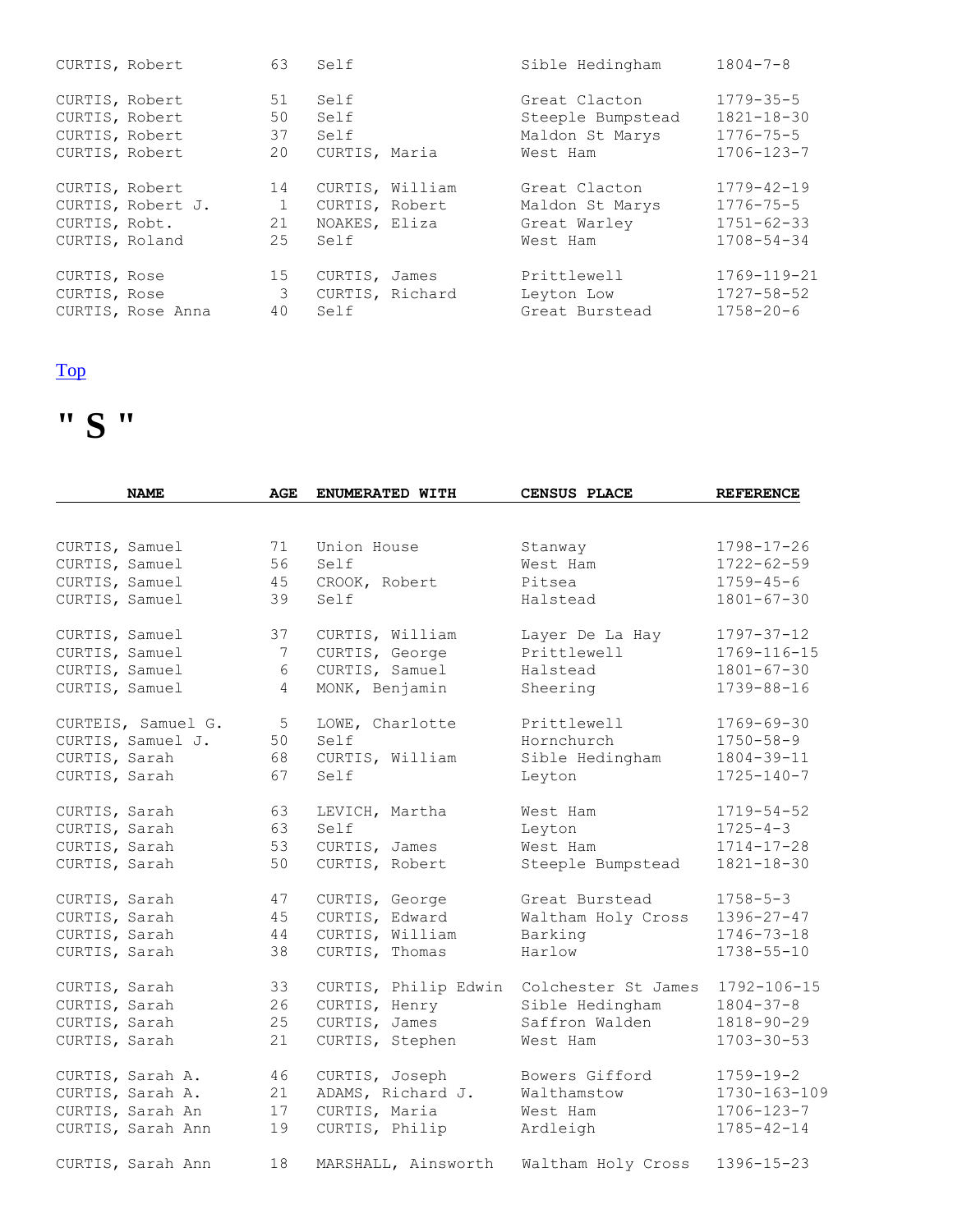| NAME | AGE | ENUMERATED WITH | CENSUS PLACE | REFERENCE |
|---|---|---|---|---|
| CURTIS, Robert | 63 | Self | Sible Hedingham | 1804-7-8 |
| CURTIS, Robert | 51 | Self | Great Clacton | 1779-35-5 |
| CURTIS, Robert | 50 | Self | Steeple Bumpstead | 1821-18-30 |
| CURTIS, Robert | 37 | Self | Maldon St Marys | 1776-75-5 |
| CURTIS, Robert | 20 | CURTIS, Maria | West Ham | 1706-123-7 |
| CURTIS, Robert | 14 | CURTIS, William | Great Clacton | 1779-42-19 |
| CURTIS, Robert J. | 1 | CURTIS, Robert | Maldon St Marys | 1776-75-5 |
| CURTIS, Robt. | 21 | NOAKES, Eliza | Great Warley | 1751-62-33 |
| CURTIS, Roland | 25 | Self | West Ham | 1708-54-34 |
| CURTIS, Rose | 15 | CURTIS, James | Prittlewell | 1769-119-21 |
| CURTIS, Rose | 3 | CURTIS, Richard | Leyton Low | 1727-58-52 |
| CURTIS, Rose Anna | 40 | Self | Great Burstead | 1758-20-6 |

Top

# " S "

| NAME | AGE | ENUMERATED WITH | CENSUS PLACE | REFERENCE |
|---|---|---|---|---|
| CURTIS, Samuel | 71 | Union House | Stanway | 1798-17-26 |
| CURTIS, Samuel | 56 | Self | West Ham | 1722-62-59 |
| CURTIS, Samuel | 45 | CROOK, Robert | Pitsea | 1759-45-6 |
| CURTIS, Samuel | 39 | Self | Halstead | 1801-67-30 |
| CURTIS, Samuel | 37 | CURTIS, William | Layer De La Hay | 1797-37-12 |
| CURTIS, Samuel | 7 | CURTIS, George | Prittlewell | 1769-116-15 |
| CURTIS, Samuel | 6 | CURTIS, Samuel | Halstead | 1801-67-30 |
| CURTIS, Samuel | 4 | MONK, Benjamin | Sheering | 1739-88-16 |
| CURTEIS, Samuel G. | 5 | LOWE, Charlotte | Prittlewell | 1769-69-30 |
| CURTIS, Samuel J. | 50 | Self | Hornchurch | 1750-58-9 |
| CURTIS, Sarah | 68 | CURTIS, William | Sible Hedingham | 1804-39-11 |
| CURTIS, Sarah | 67 | Self | Leyton | 1725-140-7 |
| CURTIS, Sarah | 63 | LEVICH, Martha | West Ham | 1719-54-52 |
| CURTIS, Sarah | 63 | Self | Leyton | 1725-4-3 |
| CURTIS, Sarah | 53 | CURTIS, James | West Ham | 1714-17-28 |
| CURTIS, Sarah | 50 | CURTIS, Robert | Steeple Bumpstead | 1821-18-30 |
| CURTIS, Sarah | 47 | CURTIS, George | Great Burstead | 1758-5-3 |
| CURTIS, Sarah | 45 | CURTIS, Edward | Waltham Holy Cross | 1396-27-47 |
| CURTIS, Sarah | 44 | CURTIS, William | Barking | 1746-73-18 |
| CURTIS, Sarah | 38 | CURTIS, Thomas | Harlow | 1738-55-10 |
| CURTIS, Sarah | 33 | CURTIS, Philip Edwin | Colchester St James | 1792-106-15 |
| CURTIS, Sarah | 26 | CURTIS, Henry | Sible Hedingham | 1804-37-8 |
| CURTIS, Sarah | 25 | CURTIS, James | Saffron Walden | 1818-90-29 |
| CURTIS, Sarah | 21 | CURTIS, Stephen | West Ham | 1703-30-53 |
| CURTIS, Sarah A. | 46 | CURTIS, Joseph | Bowers Gifford | 1759-19-2 |
| CURTIS, Sarah A. | 21 | ADAMS, Richard J. | Walthamstow | 1730-163-109 |
| CURTIS, Sarah An | 17 | CURTIS, Maria | West Ham | 1706-123-7 |
| CURTIS, Sarah Ann | 19 | CURTIS, Philip | Ardleigh | 1785-42-14 |
| CURTIS, Sarah Ann | 18 | MARSHALL, Ainsworth | Waltham Holy Cross | 1396-15-23 |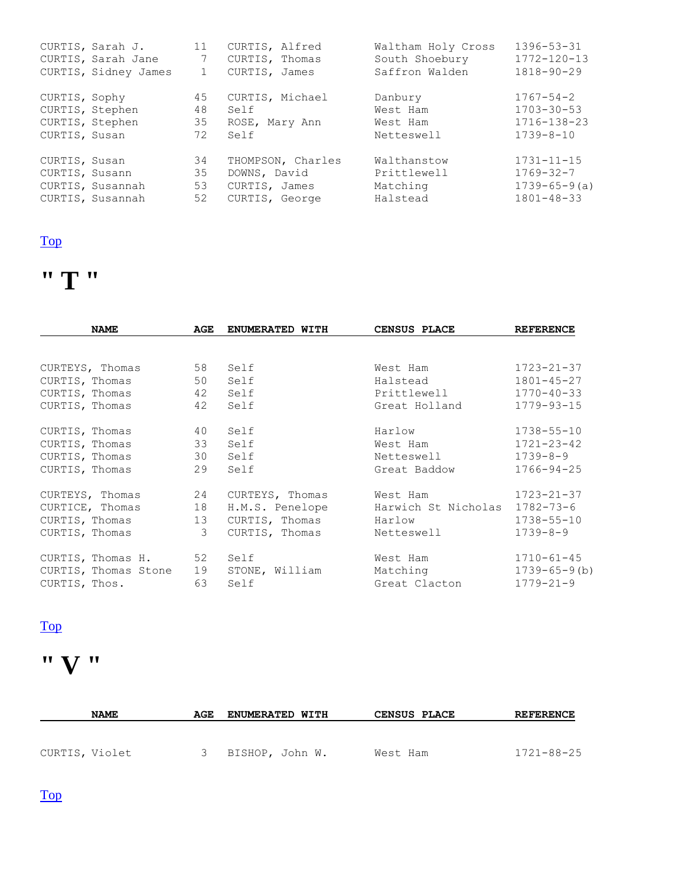| NAME | AGE | ENUMERATED WITH | CENSUS PLACE | REFERENCE |
|---|---|---|---|---|
| CURTIS, Sarah J. | 11 | CURTIS, Alfred | Waltham Holy Cross | 1396-53-31 |
| CURTIS, Sarah Jane | 7 | CURTIS, Thomas | South Shoebury | 1772-120-13 |
| CURTIS, Sidney James | 1 | CURTIS, James | Saffron Walden | 1818-90-29 |
| CURTIS, Sophy | 45 | CURTIS, Michael | Danbury | 1767-54-2 |
| CURTIS, Stephen | 48 | Self | West Ham | 1703-30-53 |
| CURTIS, Stephen | 35 | ROSE, Mary Ann | West Ham | 1716-138-23 |
| CURTIS, Susan | 72 | Self | Netteswell | 1739-8-10 |
| CURTIS, Susan | 34 | THOMPSON, Charles | Walthanstow | 1731-11-15 |
| CURTIS, Susann | 35 | DOWNS, David | Prittlewell | 1769-32-7 |
| CURTIS, Susannah | 53 | CURTIS, James | Matching | 1739-65-9(a) |
| CURTIS, Susannah | 52 | CURTIS, George | Halstead | 1801-48-33 |

Top

# " T "

| NAME | AGE | ENUMERATED WITH | CENSUS PLACE | REFERENCE |
|---|---|---|---|---|
| CURTEYS, Thomas | 58 | Self | West Ham | 1723-21-37 |
| CURTIS, Thomas | 50 | Self | Halstead | 1801-45-27 |
| CURTIS, Thomas | 42 | Self | Prittlewell | 1770-40-33 |
| CURTIS, Thomas | 42 | Self | Great Holland | 1779-93-15 |
| CURTIS, Thomas | 40 | Self | Harlow | 1738-55-10 |
| CURTIS, Thomas | 33 | Self | West Ham | 1721-23-42 |
| CURTIS, Thomas | 30 | Self | Netteswell | 1739-8-9 |
| CURTIS, Thomas | 29 | Self | Great Baddow | 1766-94-25 |
| CURTEYS, Thomas | 24 | CURTEYS, Thomas | West Ham | 1723-21-37 |
| CURTICE, Thomas | 18 | H.M.S. Penelope | Harwich St Nicholas | 1782-73-6 |
| CURTIS, Thomas | 13 | CURTIS, Thomas | Harlow | 1738-55-10 |
| CURTIS, Thomas | 3 | CURTIS, Thomas | Netteswell | 1739-8-9 |
| CURTIS, Thomas H. | 52 | Self | West Ham | 1710-61-45 |
| CURTIS, Thomas Stone | 19 | STONE, William | Matching | 1739-65-9(b) |
| CURTIS, Thos. | 63 | Self | Great Clacton | 1779-21-9 |

Top

# " V "

| NAME | AGE | ENUMERATED WITH | CENSUS PLACE | REFERENCE |
|---|---|---|---|---|
| CURTIS, Violet | 3 | BISHOP, John W. | West Ham | 1721-88-25 |

Top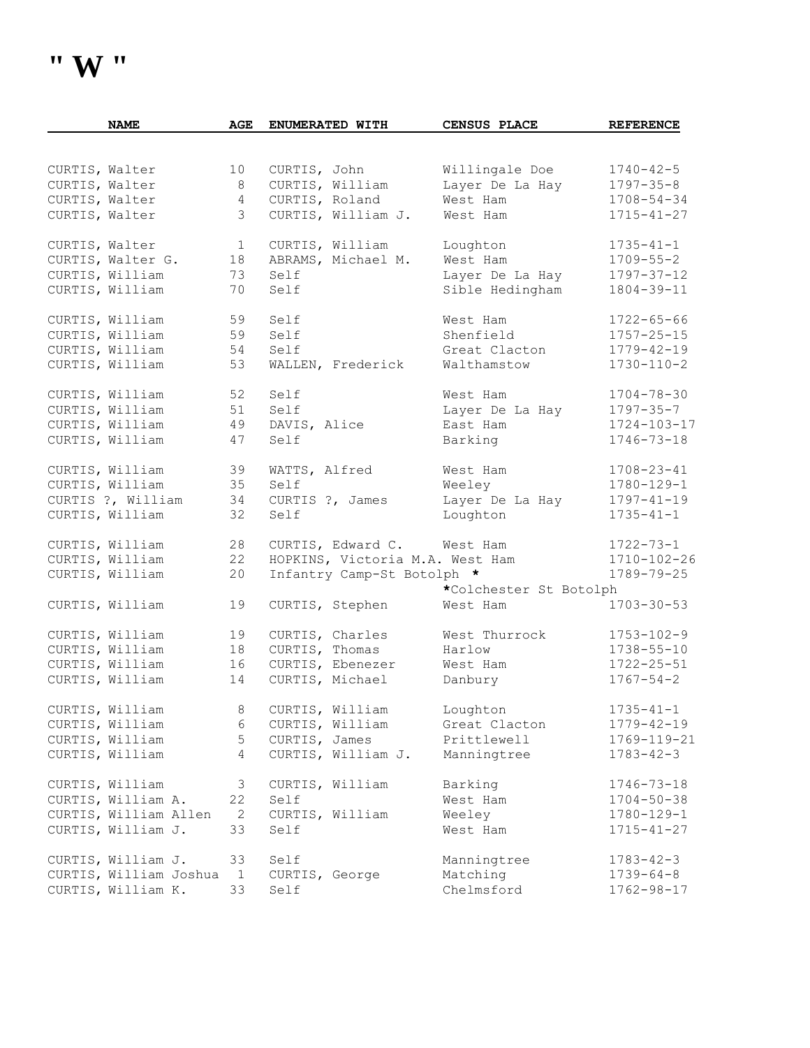# " W "

| NAME | AGE | ENUMERATED WITH | CENSUS PLACE | REFERENCE |
|---|---|---|---|---|
| CURTIS, Walter | 10 | CURTIS, John | Willingale Doe | 1740-42-5 |
| CURTIS, Walter | 8 | CURTIS, William | Layer De La Hay | 1797-35-8 |
| CURTIS, Walter | 4 | CURTIS, Roland | West Ham | 1708-54-34 |
| CURTIS, Walter | 3 | CURTIS, William J. | West Ham | 1715-41-27 |
| CURTIS, Walter | 1 | CURTIS, William | Loughton | 1735-41-1 |
| CURTIS, Walter G. | 18 | ABRAMS, Michael M. | West Ham | 1709-55-2 |
| CURTIS, William | 73 | Self | Layer De La Hay | 1797-37-12 |
| CURTIS, William | 70 | Self | Sible Hedingham | 1804-39-11 |
| CURTIS, William | 59 | Self | West Ham | 1722-65-66 |
| CURTIS, William | 59 | Self | Shenfield | 1757-25-15 |
| CURTIS, William | 54 | Self | Great Clacton | 1779-42-19 |
| CURTIS, William | 53 | WALLEN, Frederick | Walthamstow | 1730-110-2 |
| CURTIS, William | 52 | Self | West Ham | 1704-78-30 |
| CURTIS, William | 51 | Self | Layer De La Hay | 1797-35-7 |
| CURTIS, William | 49 | DAVIS, Alice | East Ham | 1724-103-17 |
| CURTIS, William | 47 | Self | Barking | 1746-73-18 |
| CURTIS, William | 39 | WATTS, Alfred | West Ham | 1708-23-41 |
| CURTIS, William | 35 | Self | Weeley | 1780-129-1 |
| CURTIS ?, William | 34 | CURTIS ?, James | Layer De La Hay | 1797-41-19 |
| CURTIS, William | 32 | Self | Loughton | 1735-41-1 |
| CURTIS, William | 28 | CURTIS, Edward C. | West Ham | 1722-73-1 |
| CURTIS, William | 22 | HOPKINS, Victoria M.A. | West Ham | 1710-102-26 |
| CURTIS, William | 20 | Infantry Camp-St Botolph * | *Colchester St Botolph | 1789-79-25 |
| CURTIS, William | 19 | CURTIS, Stephen | West Ham | 1703-30-53 |
| CURTIS, William | 19 | CURTIS, Charles | West Thurrock | 1753-102-9 |
| CURTIS, William | 18 | CURTIS, Thomas | Harlow | 1738-55-10 |
| CURTIS, William | 16 | CURTIS, Ebenezer | West Ham | 1722-25-51 |
| CURTIS, William | 14 | CURTIS, Michael | Danbury | 1767-54-2 |
| CURTIS, William | 8 | CURTIS, William | Loughton | 1735-41-1 |
| CURTIS, William | 6 | CURTIS, William | Great Clacton | 1779-42-19 |
| CURTIS, William | 5 | CURTIS, James | Prittlewell | 1769-119-21 |
| CURTIS, William | 4 | CURTIS, William J. | Manningtree | 1783-42-3 |
| CURTIS, William | 3 | CURTIS, William | Barking | 1746-73-18 |
| CURTIS, William A. | 22 | Self | West Ham | 1704-50-38 |
| CURTIS, William Allen | 2 | CURTIS, William | Weeley | 1780-129-1 |
| CURTIS, William J. | 33 | Self | West Ham | 1715-41-27 |
| CURTIS, William J. | 33 | Self | Manningtree | 1783-42-3 |
| CURTIS, William Joshua | 1 | CURTIS, George | Matching | 1739-64-8 |
| CURTIS, William K. | 33 | Self | Chelmsford | 1762-98-17 |